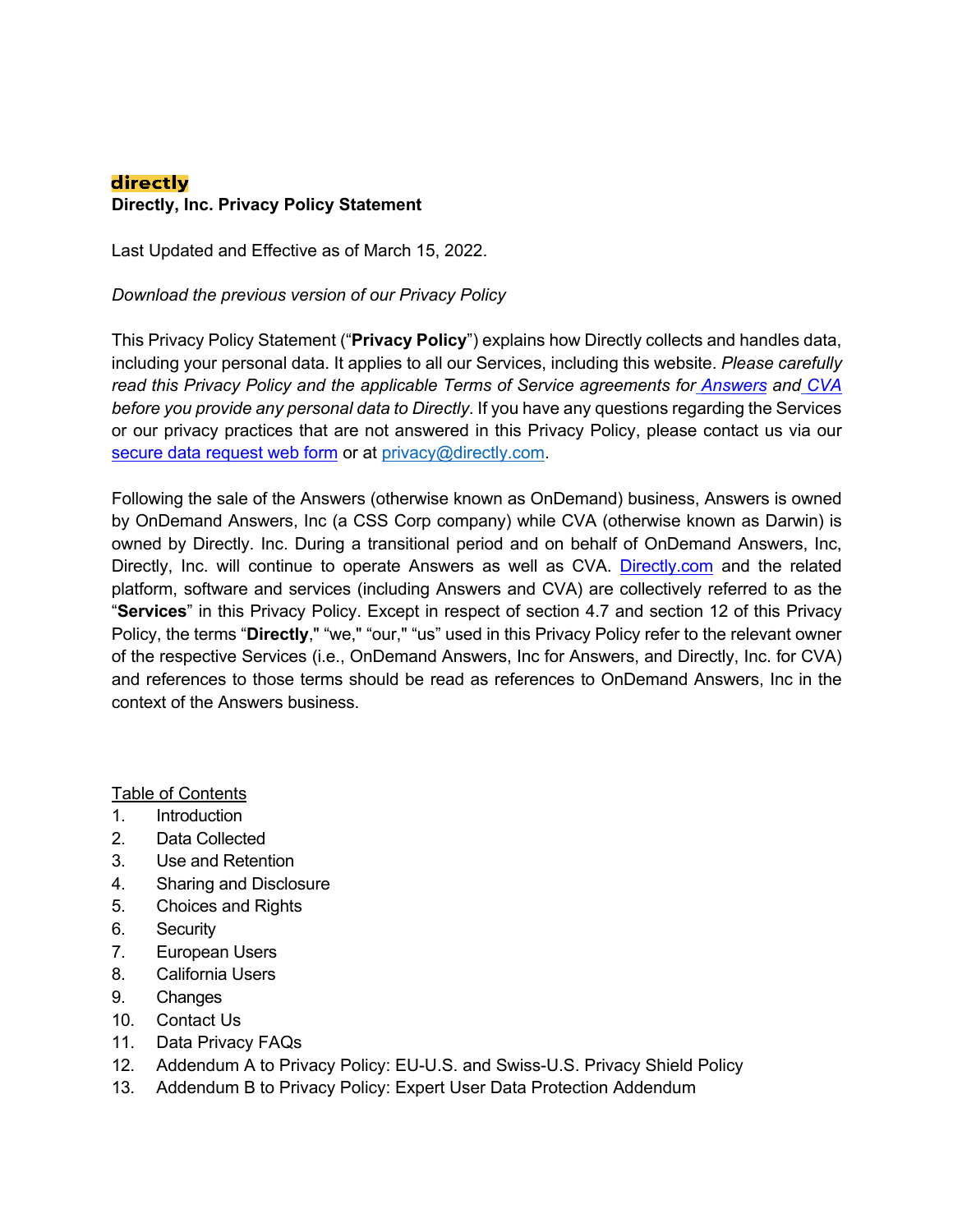**directly**

# Directly, Inc. Privacy Policy Statement

Last Updated and Effective as of March 15, 2022.

*Download the previous version of our Privacy Policy*

This Privacy Policy Statement ("**Privacy Policy**") explains how Directly collects and handles data, including your personal data. It applies to all our Services, including this website. *Please carefully read this Privacy Policy and the applicable Terms of Service agreements for Answers and CVA before you provide any personal data to Directly*. If you have any questions regarding the Services or our privacy practices that are not answered in this Privacy Policy, please contact us via our secure data request web form or at privacy@directly.com.

Following the sale of the Answers (otherwise known as OnDemand) business, Answers is owned by OnDemand Answers, Inc (a CSS Corp company) while CVA (otherwise known as Darwin) is owned by Directly. Inc. During a transitional period and on behalf of OnDemand Answers, Inc, Directly, Inc. will continue to operate Answers as well as CVA. Directly.com and the related platform, software and services (including Answers and CVA) are collectively referred to as the "**Services**" in this Privacy Policy. Except in respect of section 4.7 and section 12 of this Privacy Policy, the terms "**Directly**," "we," "our," "us" used in this Privacy Policy refer to the relevant owner of the respective Services (i.e., OnDemand Answers, Inc for Answers, and Directly, Inc. for CVA) and references to those terms should be read as references to OnDemand Answers, Inc in the context of the Answers business.

Table of Contents

1. Introduction
2. Data Collected
3. Use and Retention
4. Sharing and Disclosure
5. Choices and Rights
6. Security
7. European Users
8. California Users
9. Changes
10. Contact Us
11. Data Privacy FAQs
12. Addendum A to Privacy Policy: EU-U.S. and Swiss-U.S. Privacy Shield Policy
13. Addendum B to Privacy Policy: Expert User Data Protection Addendum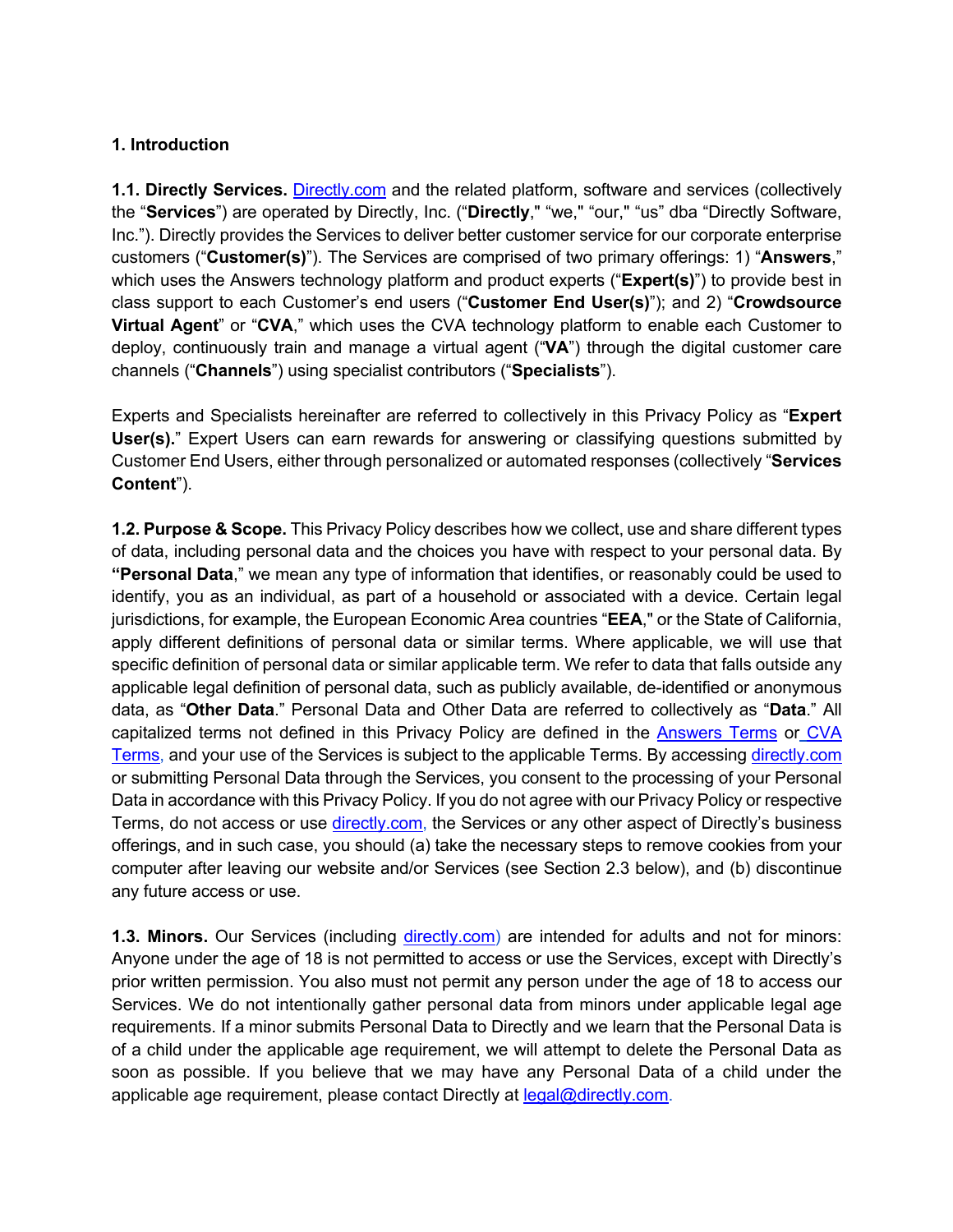## 1. Introduction

**1.1. Directly Services.** Directly.com and the related platform, software and services (collectively the "**Services**") are operated by Directly, Inc. ("**Directly**," "we," "our," "us" dba "Directly Software, Inc."). Directly provides the Services to deliver better customer service for our corporate enterprise customers ("**Customer(s)**"). The Services are comprised of two primary offerings: 1) "**Answers**," which uses the Answers technology platform and product experts ("**Expert(s)**") to provide best in class support to each Customer's end users ("**Customer End User(s)**"); and 2) "**Crowdsource Virtual Agent**" or "**CVA**," which uses the CVA technology platform to enable each Customer to deploy, continuously train and manage a virtual agent ("**VA**") through the digital customer care channels ("**Channels**") using specialist contributors ("**Specialists**").

Experts and Specialists hereinafter are referred to collectively in this Privacy Policy as "**Expert User(s).**" Expert Users can earn rewards for answering or classifying questions submitted by Customer End Users, either through personalized or automated responses (collectively "**Services Content**").

**1.2. Purpose & Scope.** This Privacy Policy describes how we collect, use and share different types of data, including personal data and the choices you have with respect to your personal data. By **"Personal Data**," we mean any type of information that identifies, or reasonably could be used to identify, you as an individual, as part of a household or associated with a device. Certain legal jurisdictions, for example, the European Economic Area countries "**EEA**," or the State of California, apply different definitions of personal data or similar terms. Where applicable, we will use that specific definition of personal data or similar applicable term. We refer to data that falls outside any applicable legal definition of personal data, such as publicly available, de-identified or anonymous data, as "**Other Data**." Personal Data and Other Data are referred to collectively as "**Data**." All capitalized terms not defined in this Privacy Policy are defined in the Answers Terms or CVA Terms, and your use of the Services is subject to the applicable Terms. By accessing directly.com or submitting Personal Data through the Services, you consent to the processing of your Personal Data in accordance with this Privacy Policy. If you do not agree with our Privacy Policy or respective Terms, do not access or use directly.com, the Services or any other aspect of Directly's business offerings, and in such case, you should (a) take the necessary steps to remove cookies from your computer after leaving our website and/or Services (see Section 2.3 below), and (b) discontinue any future access or use.

**1.3. Minors.** Our Services (including directly.com) are intended for adults and not for minors: Anyone under the age of 18 is not permitted to access or use the Services, except with Directly's prior written permission. You also must not permit any person under the age of 18 to access our Services. We do not intentionally gather personal data from minors under applicable legal age requirements. If a minor submits Personal Data to Directly and we learn that the Personal Data is of a child under the applicable age requirement, we will attempt to delete the Personal Data as soon as possible. If you believe that we may have any Personal Data of a child under the applicable age requirement, please contact Directly at legal@directly.com.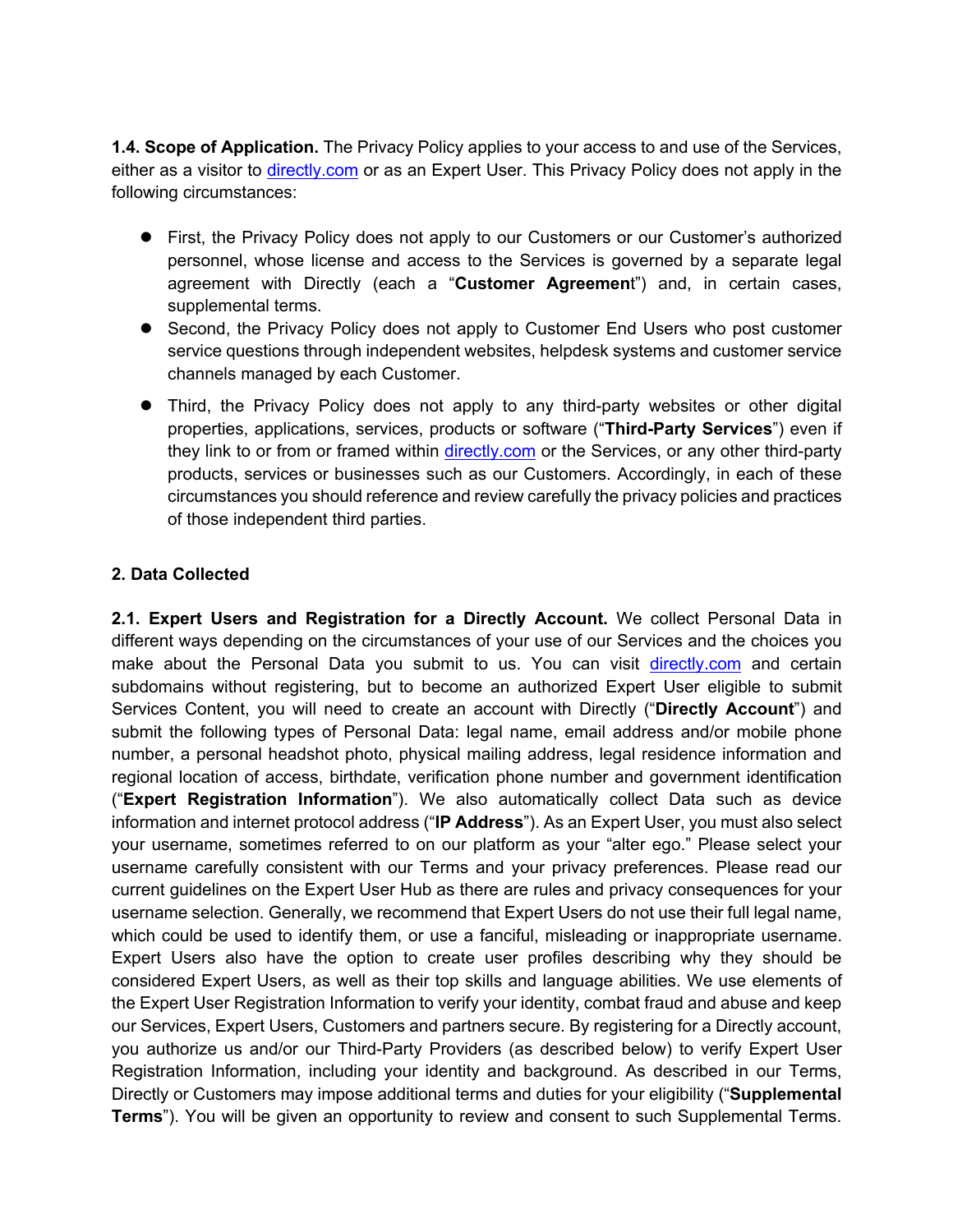**1.4. Scope of Application.** The Privacy Policy applies to your access to and use of the Services, either as a visitor to [directly.com](directly.com) or as an Expert User. This Privacy Policy does not apply in the following circumstances:

- First, the Privacy Policy does not apply to our Customers or our Customer's authorized personnel, whose license and access to the Services is governed by a separate legal agreement with Directly (each a "**Customer Agreemen**t") and, in certain cases, supplemental terms.
- Second, the Privacy Policy does not apply to Customer End Users who post customer service questions through independent websites, helpdesk systems and customer service channels managed by each Customer.
- Third, the Privacy Policy does not apply to any third-party websites or other digital properties, applications, services, products or software ("**Third-Party Services**") even if they link to or from or framed within [directly.com](directly.com) or the Services, or any other third-party products, services or businesses such as our Customers. Accordingly, in each of these circumstances you should reference and review carefully the privacy policies and practices of those independent third parties.

**2. Data Collected**

**2.1. Expert Users and Registration for a Directly Account.** We collect Personal Data in different ways depending on the circumstances of your use of our Services and the choices you make about the Personal Data you submit to us. You can visit [directly.com](directly.com) and certain subdomains without registering, but to become an authorized Expert User eligible to submit Services Content, you will need to create an account with Directly ("**Directly Account**") and submit the following types of Personal Data: legal name, email address and/or mobile phone number, a personal headshot photo, physical mailing address, legal residence information and regional location of access, birthdate, verification phone number and government identification ("**Expert Registration Information**"). We also automatically collect Data such as device information and internet protocol address ("**IP Address**"). As an Expert User, you must also select your username, sometimes referred to on our platform as your "alter ego." Please select your username carefully consistent with our Terms and your privacy preferences. Please read our current guidelines on the Expert User Hub as there are rules and privacy consequences for your username selection. Generally, we recommend that Expert Users do not use their full legal name, which could be used to identify them, or use a fanciful, misleading or inappropriate username. Expert Users also have the option to create user profiles describing why they should be considered Expert Users, as well as their top skills and language abilities. We use elements of the Expert User Registration Information to verify your identity, combat fraud and abuse and keep our Services, Expert Users, Customers and partners secure. By registering for a Directly account, you authorize us and/or our Third-Party Providers (as described below) to verify Expert User Registration Information, including your identity and background. As described in our Terms, Directly or Customers may impose additional terms and duties for your eligibility ("**Supplemental Terms**"). You will be given an opportunity to review and consent to such Supplemental Terms.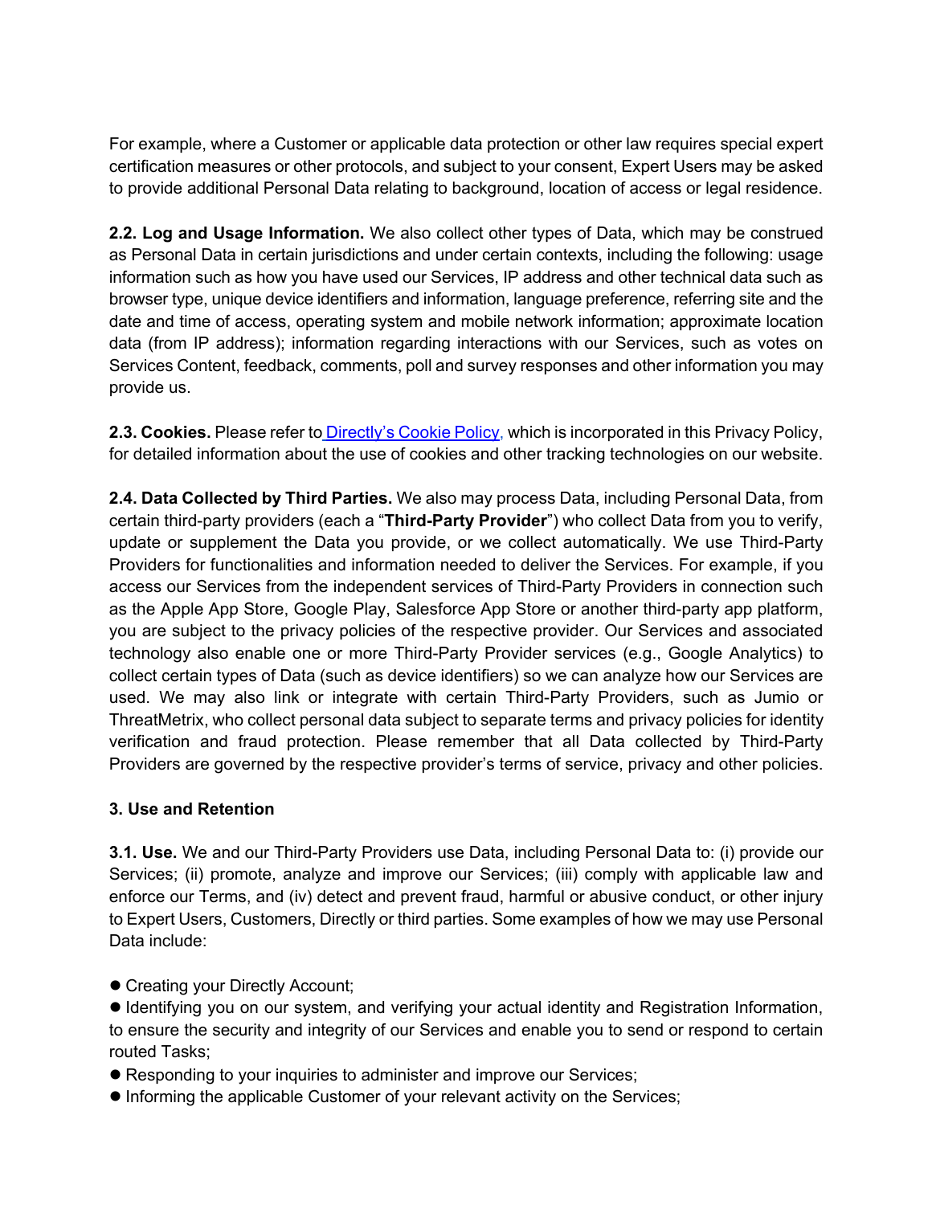For example, where a Customer or applicable data protection or other law requires special expert certification measures or other protocols, and subject to your consent, Expert Users may be asked to provide additional Personal Data relating to background, location of access or legal residence.

**2.2. Log and Usage Information.** We also collect other types of Data, which may be construed as Personal Data in certain jurisdictions and under certain contexts, including the following: usage information such as how you have used our Services, IP address and other technical data such as browser type, unique device identifiers and information, language preference, referring site and the date and time of access, operating system and mobile network information; approximate location data (from IP address); information regarding interactions with our Services, such as votes on Services Content, feedback, comments, poll and survey responses and other information you may provide us.

**2.3. Cookies.** Please refer to [Directly's Cookie Policy](), which is incorporated in this Privacy Policy, for detailed information about the use of cookies and other tracking technologies on our website.

**2.4. Data Collected by Third Parties.** We also may process Data, including Personal Data, from certain third-party providers (each a "**Third-Party Provider**") who collect Data from you to verify, update or supplement the Data you provide, or we collect automatically. We use Third-Party Providers for functionalities and information needed to deliver the Services. For example, if you access our Services from the independent services of Third-Party Providers in connection such as the Apple App Store, Google Play, Salesforce App Store or another third-party app platform, you are subject to the privacy policies of the respective provider. Our Services and associated technology also enable one or more Third-Party Provider services (e.g., Google Analytics) to collect certain types of Data (such as device identifiers) so we can analyze how our Services are used. We may also link or integrate with certain Third-Party Providers, such as Jumio or ThreatMetrix, who collect personal data subject to separate terms and privacy policies for identity verification and fraud protection. Please remember that all Data collected by Third-Party Providers are governed by the respective provider's terms of service, privacy and other policies.

### 3. Use and Retention

**3.1. Use.** We and our Third-Party Providers use Data, including Personal Data to: (i) provide our Services; (ii) promote, analyze and improve our Services; (iii) comply with applicable law and enforce our Terms, and (iv) detect and prevent fraud, harmful or abusive conduct, or other injury to Expert Users, Customers, Directly or third parties. Some examples of how we may use Personal Data include:

- Creating your Directly Account;
- Identifying you on our system, and verifying your actual identity and Registration Information, to ensure the security and integrity of our Services and enable you to send or respond to certain routed Tasks;
- Responding to your inquiries to administer and improve our Services;
- Informing the applicable Customer of your relevant activity on the Services;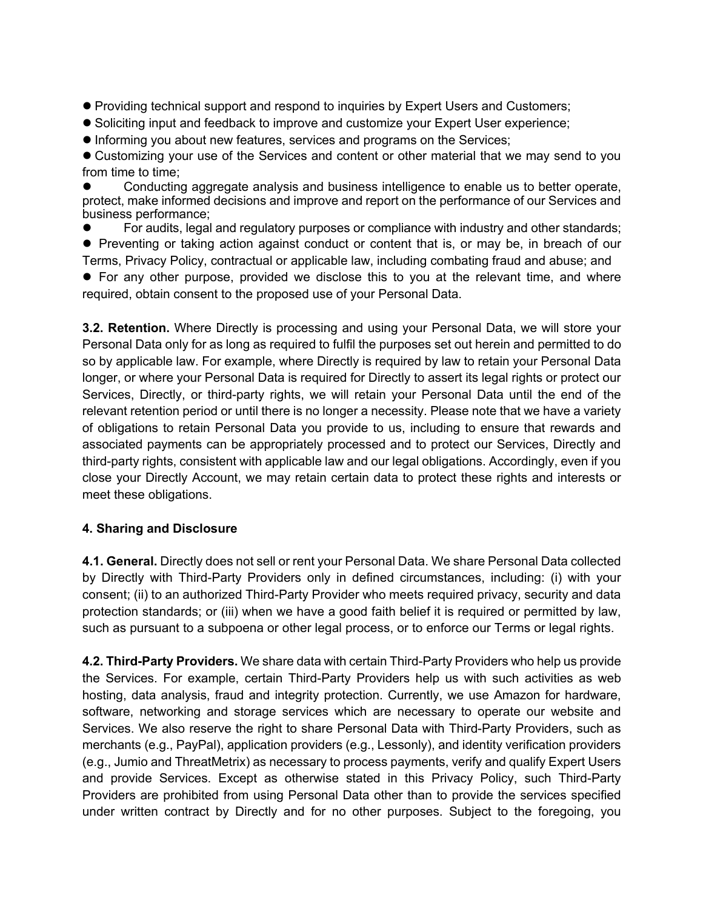- Providing technical support and respond to inquiries by Expert Users and Customers;
- Soliciting input and feedback to improve and customize your Expert User experience;
- Informing you about new features, services and programs on the Services;
- Customizing your use of the Services and content or other material that we may send to you from time to time;
- Conducting aggregate analysis and business intelligence to enable us to better operate, protect, make informed decisions and improve and report on the performance of our Services and business performance;
- For audits, legal and regulatory purposes or compliance with industry and other standards;
- Preventing or taking action against conduct or content that is, or may be, in breach of our Terms, Privacy Policy, contractual or applicable law, including combating fraud and abuse; and
- For any other purpose, provided we disclose this to you at the relevant time, and where required, obtain consent to the proposed use of your Personal Data.

**3.2. Retention.** Where Directly is processing and using your Personal Data, we will store your Personal Data only for as long as required to fulfil the purposes set out herein and permitted to do so by applicable law. For example, where Directly is required by law to retain your Personal Data longer, or where your Personal Data is required for Directly to assert its legal rights or protect our Services, Directly, or third-party rights, we will retain your Personal Data until the end of the relevant retention period or until there is no longer a necessity. Please note that we have a variety of obligations to retain Personal Data you provide to us, including to ensure that rewards and associated payments can be appropriately processed and to protect our Services, Directly and third-party rights, consistent with applicable law and our legal obligations. Accordingly, even if you close your Directly Account, we may retain certain data to protect these rights and interests or meet these obligations.

## 4. Sharing and Disclosure

**4.1. General.** Directly does not sell or rent your Personal Data. We share Personal Data collected by Directly with Third-Party Providers only in defined circumstances, including: (i) with your consent; (ii) to an authorized Third-Party Provider who meets required privacy, security and data protection standards; or (iii) when we have a good faith belief it is required or permitted by law, such as pursuant to a subpoena or other legal process, or to enforce our Terms or legal rights.

**4.2. Third-Party Providers.** We share data with certain Third-Party Providers who help us provide the Services. For example, certain Third-Party Providers help us with such activities as web hosting, data analysis, fraud and integrity protection. Currently, we use Amazon for hardware, software, networking and storage services which are necessary to operate our website and Services. We also reserve the right to share Personal Data with Third-Party Providers, such as merchants (e.g., PayPal), application providers (e.g., Lessonly), and identity verification providers (e.g., Jumio and ThreatMetrix) as necessary to process payments, verify and qualify Expert Users and provide Services. Except as otherwise stated in this Privacy Policy, such Third-Party Providers are prohibited from using Personal Data other than to provide the services specified under written contract by Directly and for no other purposes. Subject to the foregoing, you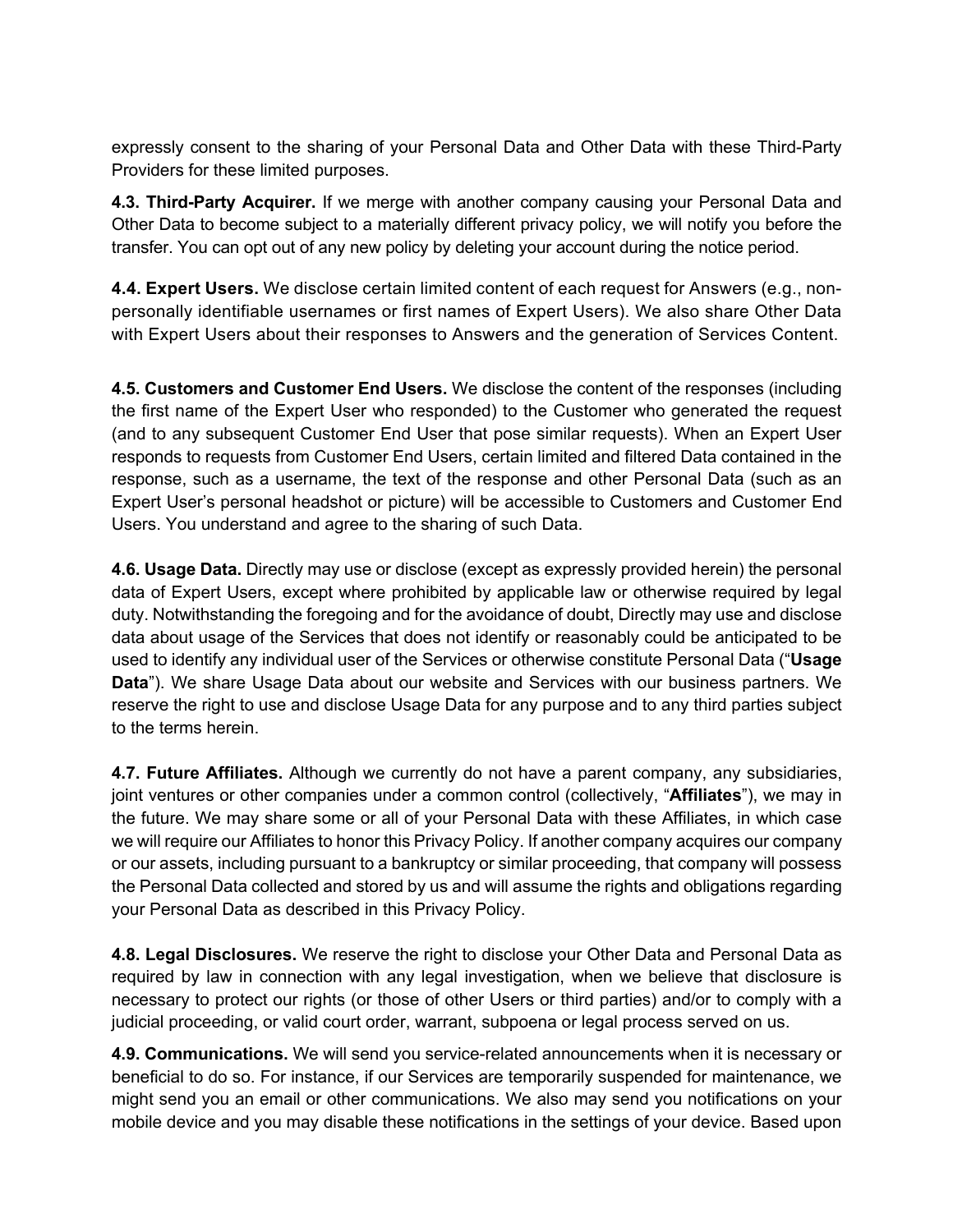expressly consent to the sharing of your Personal Data and Other Data with these Third-Party Providers for these limited purposes.

**4.3. Third-Party Acquirer.** If we merge with another company causing your Personal Data and Other Data to become subject to a materially different privacy policy, we will notify you before the transfer. You can opt out of any new policy by deleting your account during the notice period.

**4.4. Expert Users.** We disclose certain limited content of each request for Answers (e.g., non-personally identifiable usernames or first names of Expert Users). We also share Other Data with Expert Users about their responses to Answers and the generation of Services Content.

**4.5. Customers and Customer End Users.** We disclose the content of the responses (including the first name of the Expert User who responded) to the Customer who generated the request (and to any subsequent Customer End User that pose similar requests). When an Expert User responds to requests from Customer End Users, certain limited and filtered Data contained in the response, such as a username, the text of the response and other Personal Data (such as an Expert User's personal headshot or picture) will be accessible to Customers and Customer End Users. You understand and agree to the sharing of such Data.

**4.6. Usage Data.** Directly may use or disclose (except as expressly provided herein) the personal data of Expert Users, except where prohibited by applicable law or otherwise required by legal duty. Notwithstanding the foregoing and for the avoidance of doubt, Directly may use and disclose data about usage of the Services that does not identify or reasonably could be anticipated to be used to identify any individual user of the Services or otherwise constitute Personal Data ("**Usage Data**"). We share Usage Data about our website and Services with our business partners. We reserve the right to use and disclose Usage Data for any purpose and to any third parties subject to the terms herein.

**4.7. Future Affiliates.** Although we currently do not have a parent company, any subsidiaries, joint ventures or other companies under a common control (collectively, "**Affiliates**"), we may in the future. We may share some or all of your Personal Data with these Affiliates, in which case we will require our Affiliates to honor this Privacy Policy. If another company acquires our company or our assets, including pursuant to a bankruptcy or similar proceeding, that company will possess the Personal Data collected and stored by us and will assume the rights and obligations regarding your Personal Data as described in this Privacy Policy.

**4.8. Legal Disclosures.** We reserve the right to disclose your Other Data and Personal Data as required by law in connection with any legal investigation, when we believe that disclosure is necessary to protect our rights (or those of other Users or third parties) and/or to comply with a judicial proceeding, or valid court order, warrant, subpoena or legal process served on us.

**4.9. Communications.** We will send you service-related announcements when it is necessary or beneficial to do so. For instance, if our Services are temporarily suspended for maintenance, we might send you an email or other communications. We also may send you notifications on your mobile device and you may disable these notifications in the settings of your device. Based upon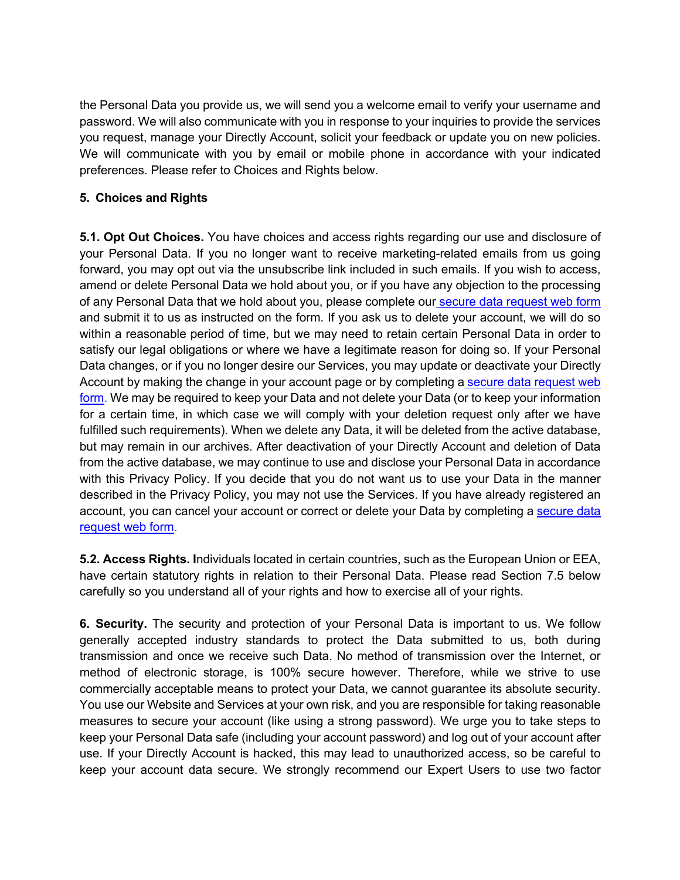the Personal Data you provide us, we will send you a welcome email to verify your username and password. We will also communicate with you in response to your inquiries to provide the services you request, manage your Directly Account, solicit your feedback or update you on new policies. We will communicate with you by email or mobile phone in accordance with your indicated preferences. Please refer to Choices and Rights below.

## 5. Choices and Rights

**5.1. Opt Out Choices.** You have choices and access rights regarding our use and disclosure of your Personal Data. If you no longer want to receive marketing-related emails from us going forward, you may opt out via the unsubscribe link included in such emails. If you wish to access, amend or delete Personal Data we hold about you, or if you have any objection to the processing of any Personal Data that we hold about you, please complete our secure data request web form and submit it to us as instructed on the form. If you ask us to delete your account, we will do so within a reasonable period of time, but we may need to retain certain Personal Data in order to satisfy our legal obligations or where we have a legitimate reason for doing so. If your Personal Data changes, or if you no longer desire our Services, you may update or deactivate your Directly Account by making the change in your account page or by completing a secure data request web form. We may be required to keep your Data and not delete your Data (or to keep your information for a certain time, in which case we will comply with your deletion request only after we have fulfilled such requirements). When we delete any Data, it will be deleted from the active database, but may remain in our archives. After deactivation of your Directly Account and deletion of Data from the active database, we may continue to use and disclose your Personal Data in accordance with this Privacy Policy. If you decide that you do not want us to use your Data in the manner described in the Privacy Policy, you may not use the Services. If you have already registered an account, you can cancel your account or correct or delete your Data by completing a secure data request web form.

**5.2. Access Rights. I**ndividuals located in certain countries, such as the European Union or EEA, have certain statutory rights in relation to their Personal Data. Please read Section 7.5 below carefully so you understand all of your rights and how to exercise all of your rights.

**6. Security.** The security and protection of your Personal Data is important to us. We follow generally accepted industry standards to protect the Data submitted to us, both during transmission and once we receive such Data. No method of transmission over the Internet, or method of electronic storage, is 100% secure however. Therefore, while we strive to use commercially acceptable means to protect your Data, we cannot guarantee its absolute security. You use our Website and Services at your own risk, and you are responsible for taking reasonable measures to secure your account (like using a strong password). We urge you to take steps to keep your Personal Data safe (including your account password) and log out of your account after use. If your Directly Account is hacked, this may lead to unauthorized access, so be careful to keep your account data secure. We strongly recommend our Expert Users to use two factor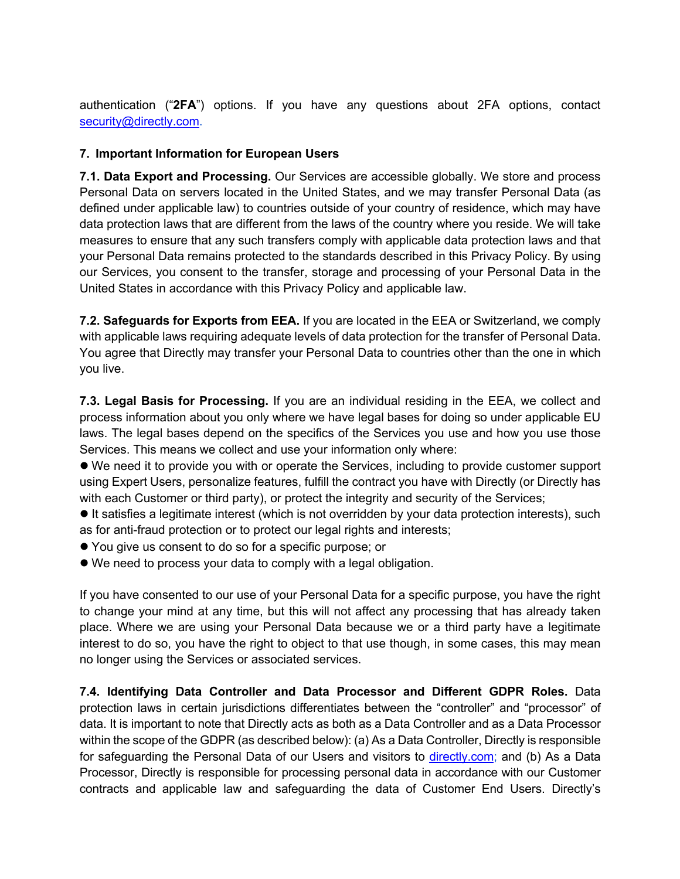authentication ("**2FA**") options. If you have any questions about 2FA options, contact security@directly.com.

### 7. Important Information for European Users

**7.1. Data Export and Processing.** Our Services are accessible globally. We store and process Personal Data on servers located in the United States, and we may transfer Personal Data (as defined under applicable law) to countries outside of your country of residence, which may have data protection laws that are different from the laws of the country where you reside. We will take measures to ensure that any such transfers comply with applicable data protection laws and that your Personal Data remains protected to the standards described in this Privacy Policy. By using our Services, you consent to the transfer, storage and processing of your Personal Data in the United States in accordance with this Privacy Policy and applicable law.

**7.2. Safeguards for Exports from EEA.** If you are located in the EEA or Switzerland, we comply with applicable laws requiring adequate levels of data protection for the transfer of Personal Data. You agree that Directly may transfer your Personal Data to countries other than the one in which you live.

**7.3. Legal Basis for Processing.** If you are an individual residing in the EEA, we collect and process information about you only where we have legal bases for doing so under applicable EU laws. The legal bases depend on the specifics of the Services you use and how you use those Services. This means we collect and use your information only where:

- We need it to provide you with or operate the Services, including to provide customer support using Expert Users, personalize features, fulfill the contract you have with Directly (or Directly has with each Customer or third party), or protect the integrity and security of the Services;
- It satisfies a legitimate interest (which is not overridden by your data protection interests), such as for anti-fraud protection or to protect our legal rights and interests;
- You give us consent to do so for a specific purpose; or
- We need to process your data to comply with a legal obligation.

If you have consented to our use of your Personal Data for a specific purpose, you have the right to change your mind at any time, but this will not affect any processing that has already taken place. Where we are using your Personal Data because we or a third party have a legitimate interest to do so, you have the right to object to that use though, in some cases, this may mean no longer using the Services or associated services.

**7.4. Identifying Data Controller and Data Processor and Different GDPR Roles.** Data protection laws in certain jurisdictions differentiates between the "controller" and "processor" of data. It is important to note that Directly acts as both as a Data Controller and as a Data Processor within the scope of the GDPR (as described below): (a) As a Data Controller, Directly is responsible for safeguarding the Personal Data of our Users and visitors to directly.com; and (b) As a Data Processor, Directly is responsible for processing personal data in accordance with our Customer contracts and applicable law and safeguarding the data of Customer End Users. Directly's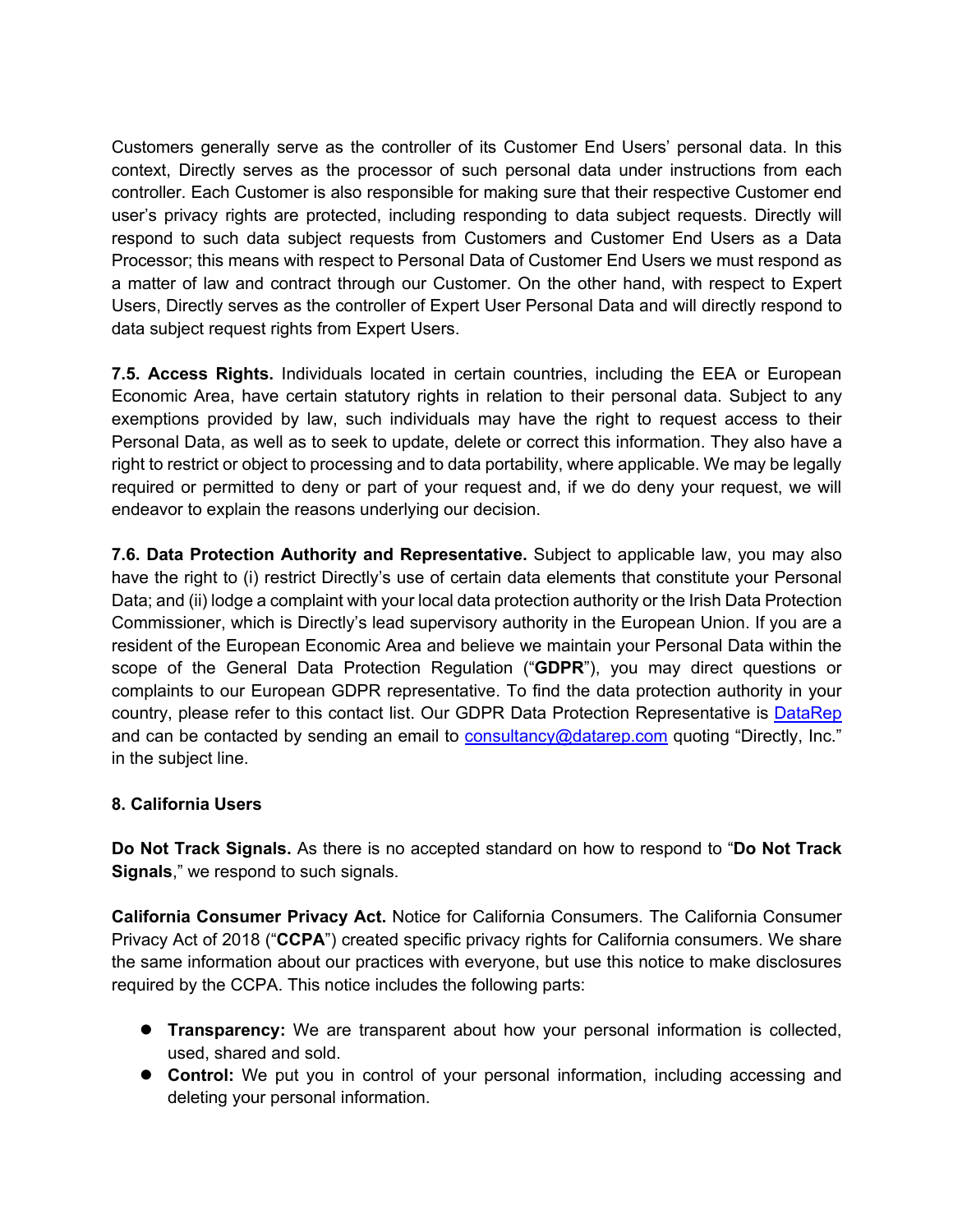Customers generally serve as the controller of its Customer End Users' personal data. In this context, Directly serves as the processor of such personal data under instructions from each controller. Each Customer is also responsible for making sure that their respective Customer end user's privacy rights are protected, including responding to data subject requests. Directly will respond to such data subject requests from Customers and Customer End Users as a Data Processor; this means with respect to Personal Data of Customer End Users we must respond as a matter of law and contract through our Customer. On the other hand, with respect to Expert Users, Directly serves as the controller of Expert User Personal Data and will directly respond to data subject request rights from Expert Users.

**7.5. Access Rights.** Individuals located in certain countries, including the EEA or European Economic Area, have certain statutory rights in relation to their personal data. Subject to any exemptions provided by law, such individuals may have the right to request access to their Personal Data, as well as to seek to update, delete or correct this information. They also have a right to restrict or object to processing and to data portability, where applicable. We may be legally required or permitted to deny or part of your request and, if we do deny your request, we will endeavor to explain the reasons underlying our decision.

**7.6. Data Protection Authority and Representative.** Subject to applicable law, you may also have the right to (i) restrict Directly's use of certain data elements that constitute your Personal Data; and (ii) lodge a complaint with your local data protection authority or the Irish Data Protection Commissioner, which is Directly's lead supervisory authority in the European Union. If you are a resident of the European Economic Area and believe we maintain your Personal Data within the scope of the General Data Protection Regulation ("**GDPR**"), you may direct questions or complaints to our European GDPR representative. To find the data protection authority in your country, please refer to this contact list. Our GDPR Data Protection Representative is DataRep and can be contacted by sending an email to consultancy@datarep.com quoting "Directly, Inc." in the subject line.

**8. California Users**

**Do Not Track Signals.** As there is no accepted standard on how to respond to "**Do Not Track Signals**," we respond to such signals.

**California Consumer Privacy Act.** Notice for California Consumers. The California Consumer Privacy Act of 2018 ("**CCPA**") created specific privacy rights for California consumers. We share the same information about our practices with everyone, but use this notice to make disclosures required by the CCPA. This notice includes the following parts:

- **Transparency:** We are transparent about how your personal information is collected, used, shared and sold.
- **Control:** We put you in control of your personal information, including accessing and deleting your personal information.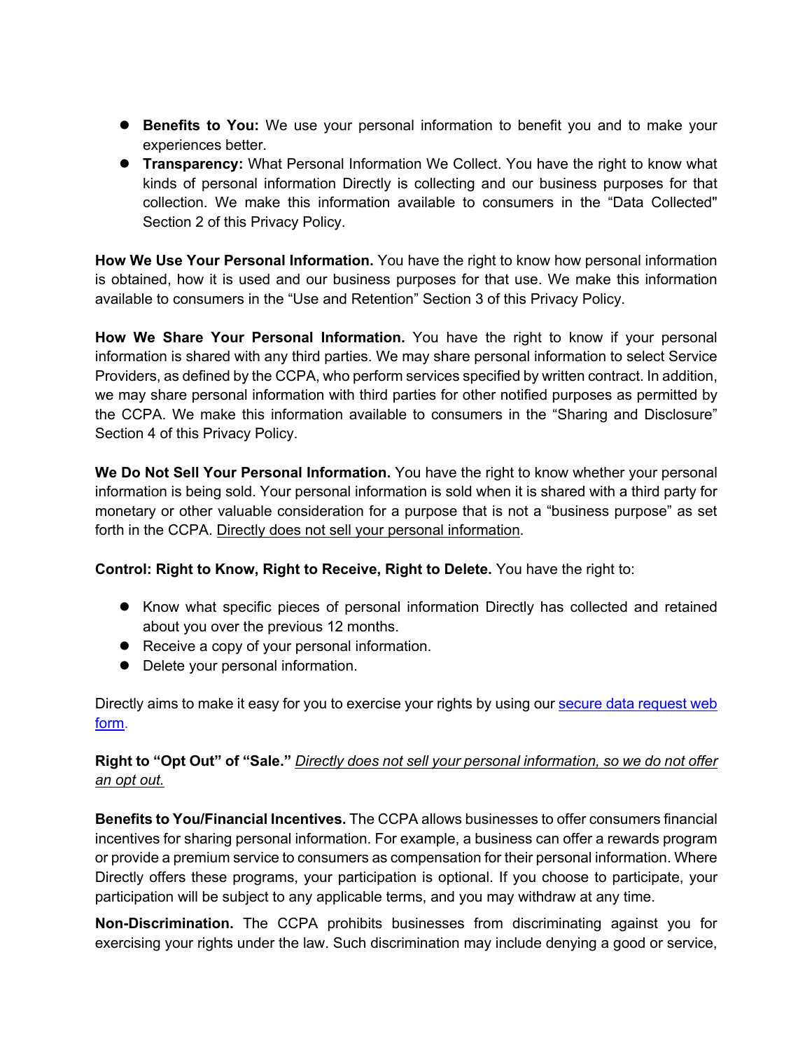- **Benefits to You:** We use your personal information to benefit you and to make your experiences better.
- **Transparency:** What Personal Information We Collect. You have the right to know what kinds of personal information Directly is collecting and our business purposes for that collection. We make this information available to consumers in the "Data Collected" Section 2 of this Privacy Policy.

**How We Use Your Personal Information.** You have the right to know how personal information is obtained, how it is used and our business purposes for that use. We make this information available to consumers in the "Use and Retention" Section 3 of this Privacy Policy.

**How We Share Your Personal Information.** You have the right to know if your personal information is shared with any third parties. We may share personal information to select Service Providers, as defined by the CCPA, who perform services specified by written contract. In addition, we may share personal information with third parties for other notified purposes as permitted by the CCPA. We make this information available to consumers in the "Sharing and Disclosure" Section 4 of this Privacy Policy.

**We Do Not Sell Your Personal Information.** You have the right to know whether your personal information is being sold. Your personal information is sold when it is shared with a third party for monetary or other valuable consideration for a purpose that is not a "business purpose" as set forth in the CCPA. Directly does not sell your personal information.

**Control: Right to Know, Right to Receive, Right to Delete.** You have the right to:

- Know what specific pieces of personal information Directly has collected and retained about you over the previous 12 months.
- Receive a copy of your personal information.
- Delete your personal information.

Directly aims to make it easy for you to exercise your rights by using our secure data request web form.

**Right to "Opt Out" of "Sale."** *Directly does not sell your personal information, so we do not offer an opt out.*

**Benefits to You/Financial Incentives.** The CCPA allows businesses to offer consumers financial incentives for sharing personal information. For example, a business can offer a rewards program or provide a premium service to consumers as compensation for their personal information. Where Directly offers these programs, your participation is optional. If you choose to participate, your participation will be subject to any applicable terms, and you may withdraw at any time.

**Non-Discrimination.** The CCPA prohibits businesses from discriminating against you for exercising your rights under the law. Such discrimination may include denying a good or service,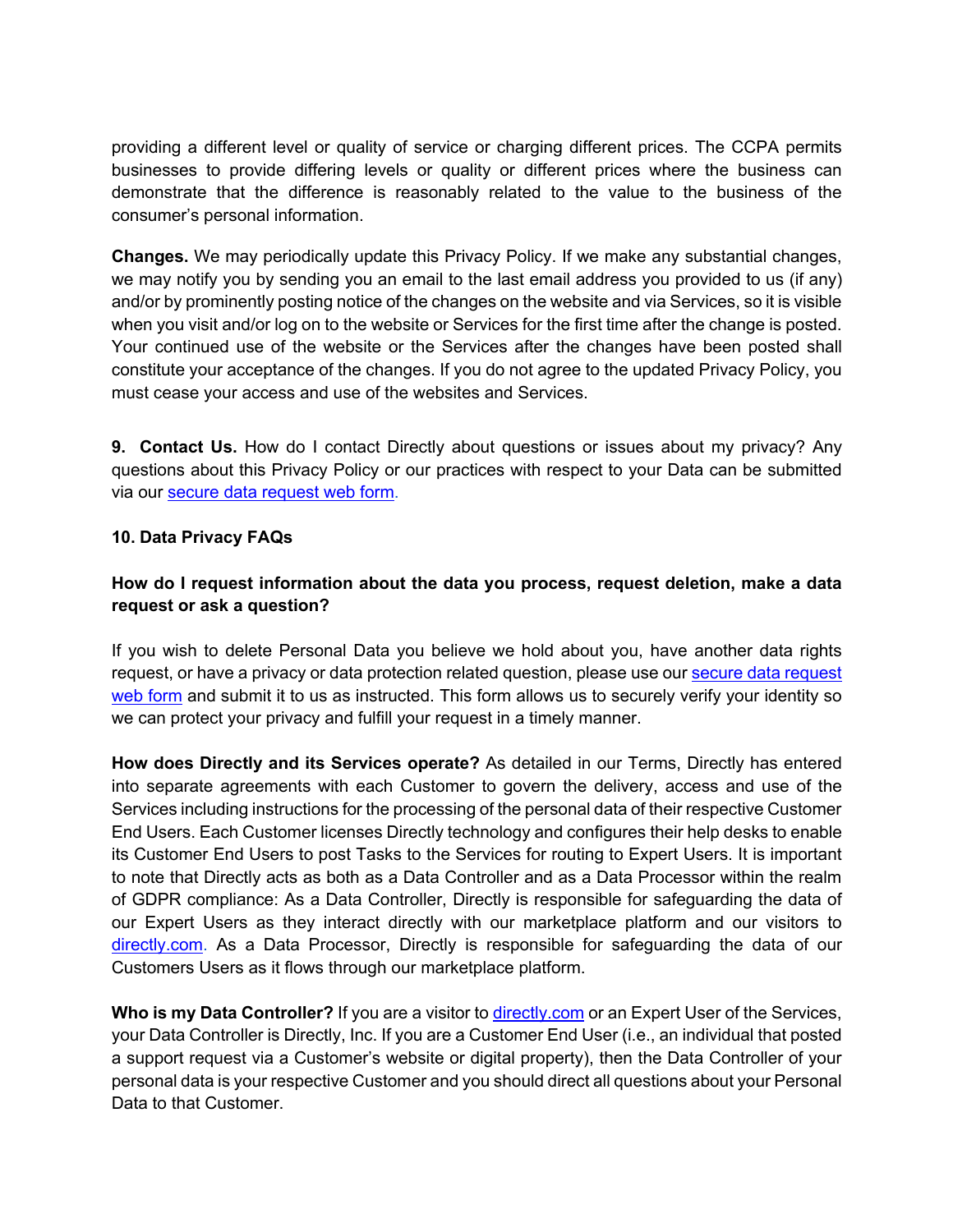providing a different level or quality of service or charging different prices. The CCPA permits businesses to provide differing levels or quality or different prices where the business can demonstrate that the difference is reasonably related to the value to the business of the consumer's personal information.

**Changes.** We may periodically update this Privacy Policy. If we make any substantial changes, we may notify you by sending you an email to the last email address you provided to us (if any) and/or by prominently posting notice of the changes on the website and via Services, so it is visible when you visit and/or log on to the website or Services for the first time after the change is posted. Your continued use of the website or the Services after the changes have been posted shall constitute your acceptance of the changes. If you do not agree to the updated Privacy Policy, you must cease your access and use of the websites and Services.

**9. Contact Us.** How do I contact Directly about questions or issues about my privacy? Any questions about this Privacy Policy or our practices with respect to your Data can be submitted via our secure data request web form.

**10. Data Privacy FAQs**

**How do I request information about the data you process, request deletion, make a data request or ask a question?**

If you wish to delete Personal Data you believe we hold about you, have another data rights request, or have a privacy or data protection related question, please use our secure data request web form and submit it to us as instructed. This form allows us to securely verify your identity so we can protect your privacy and fulfill your request in a timely manner.

**How does Directly and its Services operate?** As detailed in our Terms, Directly has entered into separate agreements with each Customer to govern the delivery, access and use of the Services including instructions for the processing of the personal data of their respective Customer End Users. Each Customer licenses Directly technology and configures their help desks to enable its Customer End Users to post Tasks to the Services for routing to Expert Users. It is important to note that Directly acts as both as a Data Controller and as a Data Processor within the realm of GDPR compliance: As a Data Controller, Directly is responsible for safeguarding the data of our Expert Users as they interact directly with our marketplace platform and our visitors to directly.com. As a Data Processor, Directly is responsible for safeguarding the data of our Customers Users as it flows through our marketplace platform.

**Who is my Data Controller?** If you are a visitor to directly.com or an Expert User of the Services, your Data Controller is Directly, Inc. If you are a Customer End User (i.e., an individual that posted a support request via a Customer's website or digital property), then the Data Controller of your personal data is your respective Customer and you should direct all questions about your Personal Data to that Customer.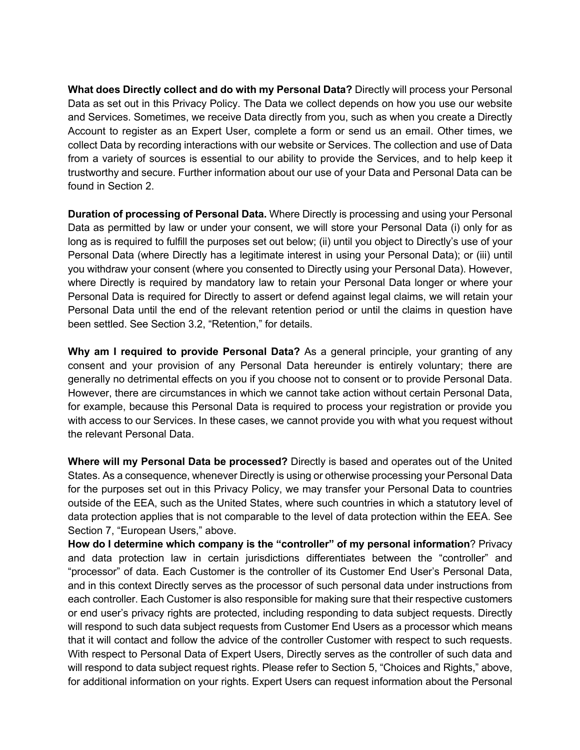**What does Directly collect and do with my Personal Data?** Directly will process your Personal Data as set out in this Privacy Policy. The Data we collect depends on how you use our website and Services. Sometimes, we receive Data directly from you, such as when you create a Directly Account to register as an Expert User, complete a form or send us an email. Other times, we collect Data by recording interactions with our website or Services. The collection and use of Data from a variety of sources is essential to our ability to provide the Services, and to help keep it trustworthy and secure. Further information about our use of your Data and Personal Data can be found in Section 2.

**Duration of processing of Personal Data.** Where Directly is processing and using your Personal Data as permitted by law or under your consent, we will store your Personal Data (i) only for as long as is required to fulfill the purposes set out below; (ii) until you object to Directly's use of your Personal Data (where Directly has a legitimate interest in using your Personal Data); or (iii) until you withdraw your consent (where you consented to Directly using your Personal Data). However, where Directly is required by mandatory law to retain your Personal Data longer or where your Personal Data is required for Directly to assert or defend against legal claims, we will retain your Personal Data until the end of the relevant retention period or until the claims in question have been settled. See Section 3.2, "Retention," for details.

**Why am I required to provide Personal Data?** As a general principle, your granting of any consent and your provision of any Personal Data hereunder is entirely voluntary; there are generally no detrimental effects on you if you choose not to consent or to provide Personal Data. However, there are circumstances in which we cannot take action without certain Personal Data, for example, because this Personal Data is required to process your registration or provide you with access to our Services. In these cases, we cannot provide you with what you request without the relevant Personal Data.

**Where will my Personal Data be processed?** Directly is based and operates out of the United States. As a consequence, whenever Directly is using or otherwise processing your Personal Data for the purposes set out in this Privacy Policy, we may transfer your Personal Data to countries outside of the EEA, such as the United States, where such countries in which a statutory level of data protection applies that is not comparable to the level of data protection within the EEA. See Section 7, "European Users," above.

**How do I determine which company is the "controller" of my personal information**? Privacy and data protection law in certain jurisdictions differentiates between the "controller" and "processor" of data. Each Customer is the controller of its Customer End User's Personal Data, and in this context Directly serves as the processor of such personal data under instructions from each controller. Each Customer is also responsible for making sure that their respective customers or end user's privacy rights are protected, including responding to data subject requests. Directly will respond to such data subject requests from Customer End Users as a processor which means that it will contact and follow the advice of the controller Customer with respect to such requests. With respect to Personal Data of Expert Users, Directly serves as the controller of such data and will respond to data subject request rights. Please refer to Section 5, "Choices and Rights," above, for additional information on your rights. Expert Users can request information about the Personal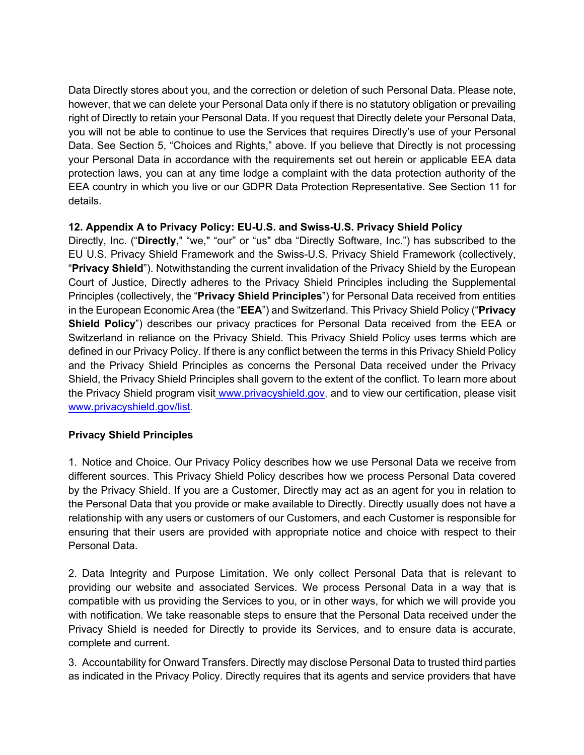Data Directly stores about you, and the correction or deletion of such Personal Data. Please note, however, that we can delete your Personal Data only if there is no statutory obligation or prevailing right of Directly to retain your Personal Data. If you request that Directly delete your Personal Data, you will not be able to continue to use the Services that requires Directly's use of your Personal Data. See Section 5, "Choices and Rights," above. If you believe that Directly is not processing your Personal Data in accordance with the requirements set out herein or applicable EEA data protection laws, you can at any time lodge a complaint with the data protection authority of the EEA country in which you live or our GDPR Data Protection Representative. See Section 11 for details.

### 12. Appendix A to Privacy Policy: EU-U.S. and Swiss-U.S. Privacy Shield Policy

Directly, Inc. ("**Directly**," "we," "our" or "us" dba "Directly Software, Inc.") has subscribed to the EU U.S. Privacy Shield Framework and the Swiss-U.S. Privacy Shield Framework (collectively, "**Privacy Shield**"). Notwithstanding the current invalidation of the Privacy Shield by the European Court of Justice, Directly adheres to the Privacy Shield Principles including the Supplemental Principles (collectively, the "**Privacy Shield Principles**") for Personal Data received from entities in the European Economic Area (the "**EEA**") and Switzerland. This Privacy Shield Policy ("**Privacy Shield Policy**") describes our privacy practices for Personal Data received from the EEA or Switzerland in reliance on the Privacy Shield. This Privacy Shield Policy uses terms which are defined in our Privacy Policy. If there is any conflict between the terms in this Privacy Shield Policy and the Privacy Shield Principles as concerns the Personal Data received under the Privacy Shield, the Privacy Shield Principles shall govern to the extent of the conflict. To learn more about the Privacy Shield program visit www.privacyshield.gov, and to view our certification, please visit www.privacyshield.gov/list.

**Privacy Shield Principles**

1. Notice and Choice. Our Privacy Policy describes how we use Personal Data we receive from different sources. This Privacy Shield Policy describes how we process Personal Data covered by the Privacy Shield. If you are a Customer, Directly may act as an agent for you in relation to the Personal Data that you provide or make available to Directly. Directly usually does not have a relationship with any users or customers of our Customers, and each Customer is responsible for ensuring that their users are provided with appropriate notice and choice with respect to their Personal Data.

2. Data Integrity and Purpose Limitation. We only collect Personal Data that is relevant to providing our website and associated Services. We process Personal Data in a way that is compatible with us providing the Services to you, or in other ways, for which we will provide you with notification. We take reasonable steps to ensure that the Personal Data received under the Privacy Shield is needed for Directly to provide its Services, and to ensure data is accurate, complete and current.

3. Accountability for Onward Transfers. Directly may disclose Personal Data to trusted third parties as indicated in the Privacy Policy. Directly requires that its agents and service providers that have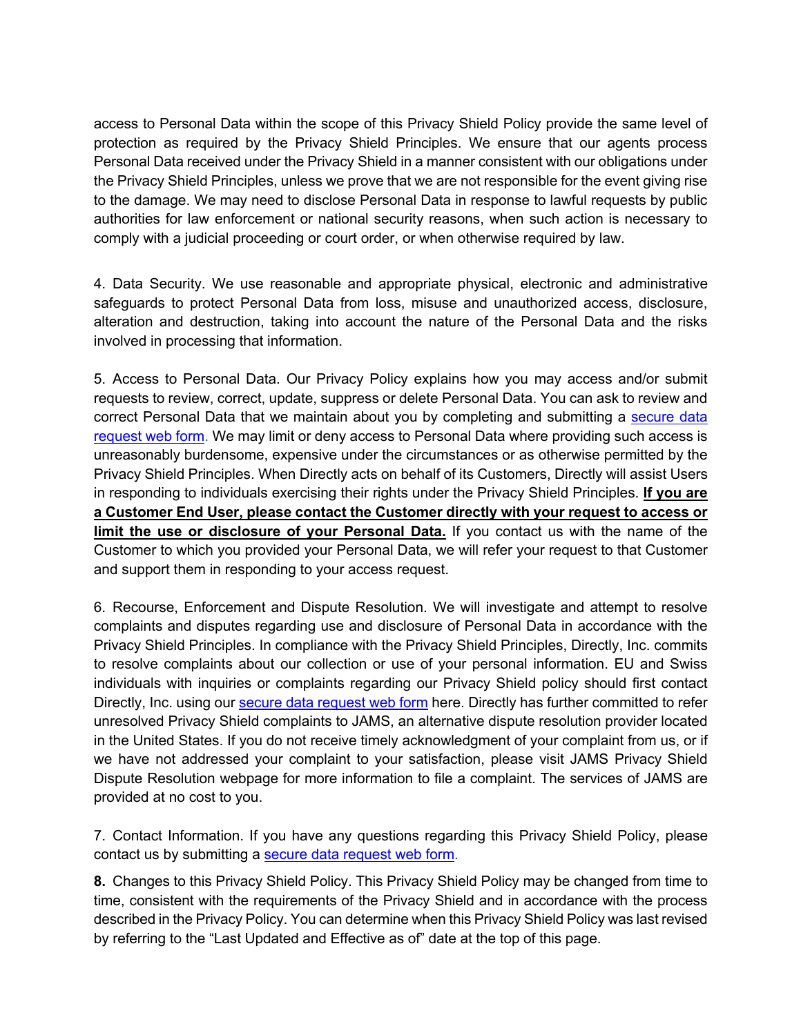access to Personal Data within the scope of this Privacy Shield Policy provide the same level of protection as required by the Privacy Shield Principles. We ensure that our agents process Personal Data received under the Privacy Shield in a manner consistent with our obligations under the Privacy Shield Principles, unless we prove that we are not responsible for the event giving rise to the damage. We may need to disclose Personal Data in response to lawful requests by public authorities for law enforcement or national security reasons, when such action is necessary to comply with a judicial proceeding or court order, or when otherwise required by law.

4. Data Security. We use reasonable and appropriate physical, electronic and administrative safeguards to protect Personal Data from loss, misuse and unauthorized access, disclosure, alteration and destruction, taking into account the nature of the Personal Data and the risks involved in processing that information.

5. Access to Personal Data. Our Privacy Policy explains how you may access and/or submit requests to review, correct, update, suppress or delete Personal Data. You can ask to review and correct Personal Data that we maintain about you by completing and submitting a secure data request web form. We may limit or deny access to Personal Data where providing such access is unreasonably burdensome, expensive under the circumstances or as otherwise permitted by the Privacy Shield Principles. When Directly acts on behalf of its Customers, Directly will assist Users in responding to individuals exercising their rights under the Privacy Shield Principles. **If you are a Customer End User, please contact the Customer directly with your request to access or limit the use or disclosure of your Personal Data.** If you contact us with the name of the Customer to which you provided your Personal Data, we will refer your request to that Customer and support them in responding to your access request.

6. Recourse, Enforcement and Dispute Resolution. We will investigate and attempt to resolve complaints and disputes regarding use and disclosure of Personal Data in accordance with the Privacy Shield Principles. In compliance with the Privacy Shield Principles, Directly, Inc. commits to resolve complaints about our collection or use of your personal information. EU and Swiss individuals with inquiries or complaints regarding our Privacy Shield policy should first contact Directly, Inc. using our secure data request web form here. Directly has further committed to refer unresolved Privacy Shield complaints to JAMS, an alternative dispute resolution provider located in the United States. If you do not receive timely acknowledgment of your complaint from us, or if we have not addressed your complaint to your satisfaction, please visit JAMS Privacy Shield Dispute Resolution webpage for more information to file a complaint. The services of JAMS are provided at no cost to you.

7. Contact Information. If you have any questions regarding this Privacy Shield Policy, please contact us by submitting a secure data request web form.

**8.** Changes to this Privacy Shield Policy. This Privacy Shield Policy may be changed from time to time, consistent with the requirements of the Privacy Shield and in accordance with the process described in the Privacy Policy. You can determine when this Privacy Shield Policy was last revised by referring to the "Last Updated and Effective as of" date at the top of this page.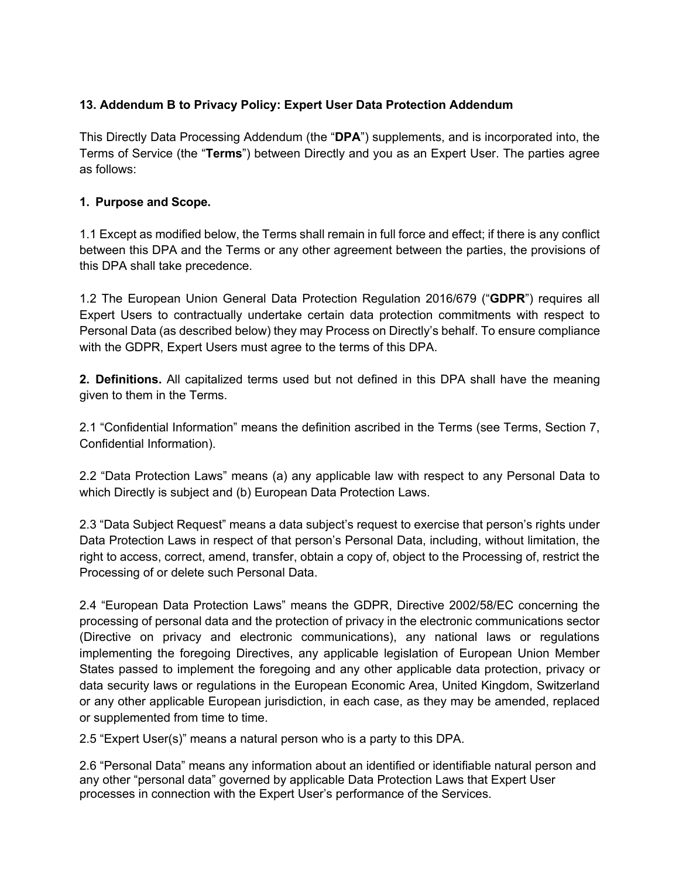### 13. Addendum B to Privacy Policy: Expert User Data Protection Addendum

This Directly Data Processing Addendum (the "**DPA**") supplements, and is incorporated into, the Terms of Service (the "**Terms**") between Directly and you as an Expert User. The parties agree as follows:

#### 1. Purpose and Scope.

1.1 Except as modified below, the Terms shall remain in full force and effect; if there is any conflict between this DPA and the Terms or any other agreement between the parties, the provisions of this DPA shall take precedence.

1.2 The European Union General Data Protection Regulation 2016/679 ("**GDPR**") requires all Expert Users to contractually undertake certain data protection commitments with respect to Personal Data (as described below) they may Process on Directly's behalf. To ensure compliance with the GDPR, Expert Users must agree to the terms of this DPA.

**2. Definitions.** All capitalized terms used but not defined in this DPA shall have the meaning given to them in the Terms.

2.1 "Confidential Information" means the definition ascribed in the Terms (see Terms, Section 7, Confidential Information).

2.2 "Data Protection Laws" means (a) any applicable law with respect to any Personal Data to which Directly is subject and (b) European Data Protection Laws.

2.3 "Data Subject Request" means a data subject's request to exercise that person's rights under Data Protection Laws in respect of that person's Personal Data, including, without limitation, the right to access, correct, amend, transfer, obtain a copy of, object to the Processing of, restrict the Processing of or delete such Personal Data.

2.4 "European Data Protection Laws" means the GDPR, Directive 2002/58/EC concerning the processing of personal data and the protection of privacy in the electronic communications sector (Directive on privacy and electronic communications), any national laws or regulations implementing the foregoing Directives, any applicable legislation of European Union Member States passed to implement the foregoing and any other applicable data protection, privacy or data security laws or regulations in the European Economic Area, United Kingdom, Switzerland or any other applicable European jurisdiction, in each case, as they may be amended, replaced or supplemented from time to time.

2.5 "Expert User(s)" means a natural person who is a party to this DPA.

2.6 "Personal Data" means any information about an identified or identifiable natural person and any other "personal data" governed by applicable Data Protection Laws that Expert User processes in connection with the Expert User's performance of the Services.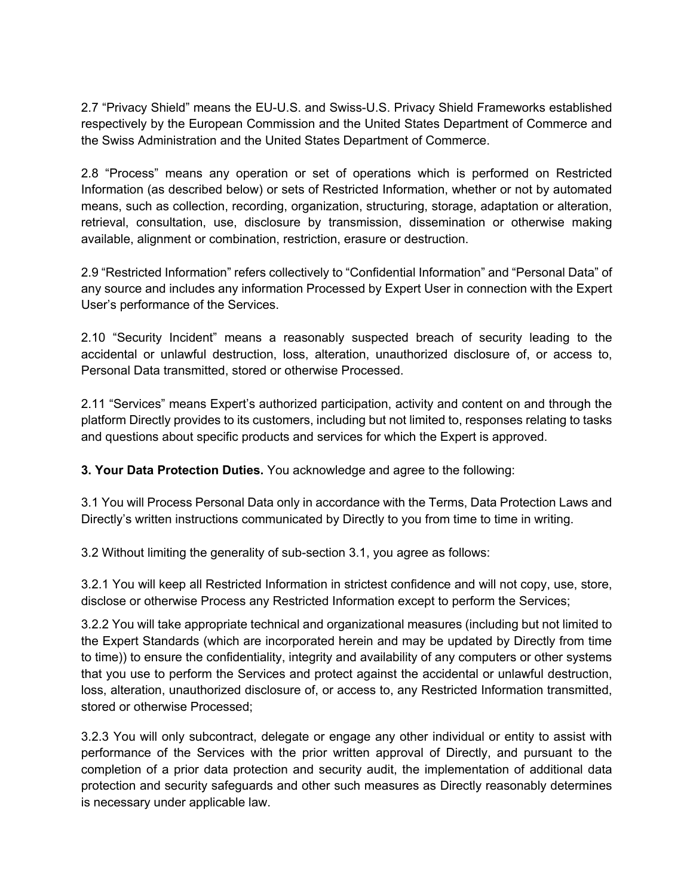2.7 “Privacy Shield” means the EU-U.S. and Swiss-U.S. Privacy Shield Frameworks established respectively by the European Commission and the United States Department of Commerce and the Swiss Administration and the United States Department of Commerce.

2.8 “Process” means any operation or set of operations which is performed on Restricted Information (as described below) or sets of Restricted Information, whether or not by automated means, such as collection, recording, organization, structuring, storage, adaptation or alteration, retrieval, consultation, use, disclosure by transmission, dissemination or otherwise making available, alignment or combination, restriction, erasure or destruction.

2.9 “Restricted Information” refers collectively to “Confidential Information” and “Personal Data” of any source and includes any information Processed by Expert User in connection with the Expert User’s performance of the Services.

2.10 “Security Incident” means a reasonably suspected breach of security leading to the accidental or unlawful destruction, loss, alteration, unauthorized disclosure of, or access to, Personal Data transmitted, stored or otherwise Processed.

2.11 “Services” means Expert’s authorized participation, activity and content on and through the platform Directly provides to its customers, including but not limited to, responses relating to tasks and questions about specific products and services for which the Expert is approved.

**3. Your Data Protection Duties.** You acknowledge and agree to the following:

3.1 You will Process Personal Data only in accordance with the Terms, Data Protection Laws and Directly’s written instructions communicated by Directly to you from time to time in writing.

3.2 Without limiting the generality of sub-section 3.1, you agree as follows:

3.2.1 You will keep all Restricted Information in strictest confidence and will not copy, use, store, disclose or otherwise Process any Restricted Information except to perform the Services;

3.2.2 You will take appropriate technical and organizational measures (including but not limited to the Expert Standards (which are incorporated herein and may be updated by Directly from time to time)) to ensure the confidentiality, integrity and availability of any computers or other systems that you use to perform the Services and protect against the accidental or unlawful destruction, loss, alteration, unauthorized disclosure of, or access to, any Restricted Information transmitted, stored or otherwise Processed;

3.2.3 You will only subcontract, delegate or engage any other individual or entity to assist with performance of the Services with the prior written approval of Directly, and pursuant to the completion of a prior data protection and security audit, the implementation of additional data protection and security safeguards and other such measures as Directly reasonably determines is necessary under applicable law.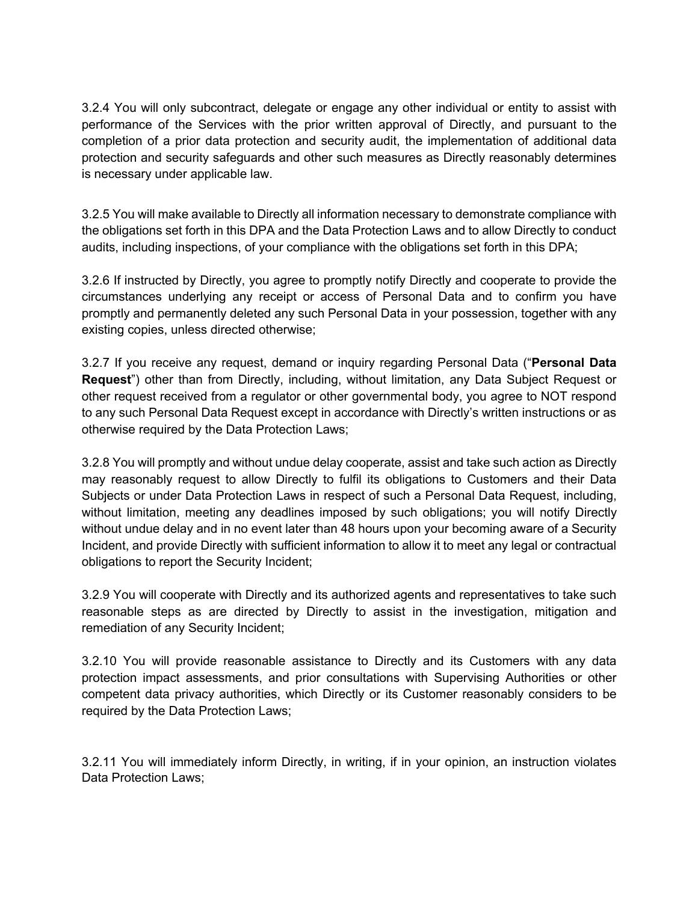3.2.4 You will only subcontract, delegate or engage any other individual or entity to assist with performance of the Services with the prior written approval of Directly, and pursuant to the completion of a prior data protection and security audit, the implementation of additional data protection and security safeguards and other such measures as Directly reasonably determines is necessary under applicable law.

3.2.5 You will make available to Directly all information necessary to demonstrate compliance with the obligations set forth in this DPA and the Data Protection Laws and to allow Directly to conduct audits, including inspections, of your compliance with the obligations set forth in this DPA;

3.2.6 If instructed by Directly, you agree to promptly notify Directly and cooperate to provide the circumstances underlying any receipt or access of Personal Data and to confirm you have promptly and permanently deleted any such Personal Data in your possession, together with any existing copies, unless directed otherwise;

3.2.7 If you receive any request, demand or inquiry regarding Personal Data ("**Personal Data Request**") other than from Directly, including, without limitation, any Data Subject Request or other request received from a regulator or other governmental body, you agree to NOT respond to any such Personal Data Request except in accordance with Directly's written instructions or as otherwise required by the Data Protection Laws;

3.2.8 You will promptly and without undue delay cooperate, assist and take such action as Directly may reasonably request to allow Directly to fulfil its obligations to Customers and their Data Subjects or under Data Protection Laws in respect of such a Personal Data Request, including, without limitation, meeting any deadlines imposed by such obligations; you will notify Directly without undue delay and in no event later than 48 hours upon your becoming aware of a Security Incident, and provide Directly with sufficient information to allow it to meet any legal or contractual obligations to report the Security Incident;

3.2.9 You will cooperate with Directly and its authorized agents and representatives to take such reasonable steps as are directed by Directly to assist in the investigation, mitigation and remediation of any Security Incident;

3.2.10 You will provide reasonable assistance to Directly and its Customers with any data protection impact assessments, and prior consultations with Supervising Authorities or other competent data privacy authorities, which Directly or its Customer reasonably considers to be required by the Data Protection Laws;

3.2.11 You will immediately inform Directly, in writing, if in your opinion, an instruction violates Data Protection Laws;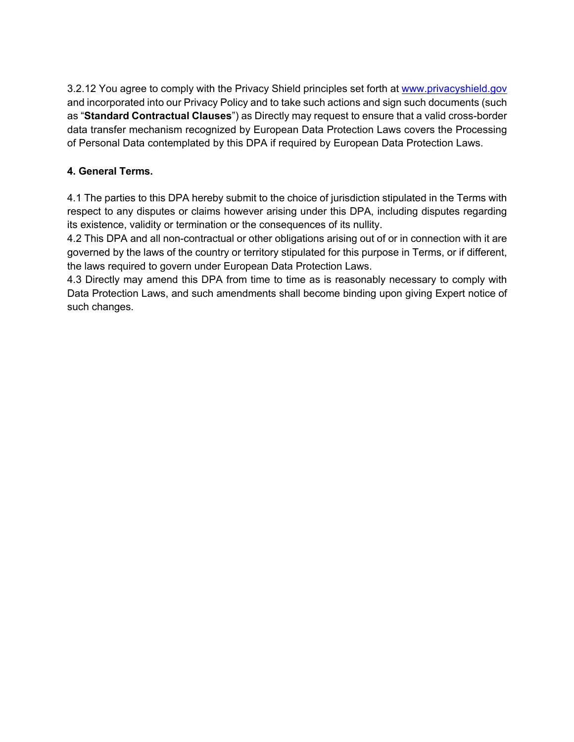3.2.12 You agree to comply with the Privacy Shield principles set forth at [www.privacyshield.gov](http://www.privacyshield.gov) and incorporated into our Privacy Policy and to take such actions and sign such documents (such as "**Standard Contractual Clauses**") as Directly may request to ensure that a valid cross-border data transfer mechanism recognized by European Data Protection Laws covers the Processing of Personal Data contemplated by this DPA if required by European Data Protection Laws.

**4. General Terms.**

4.1 The parties to this DPA hereby submit to the choice of jurisdiction stipulated in the Terms with respect to any disputes or claims however arising under this DPA, including disputes regarding its existence, validity or termination or the consequences of its nullity.

4.2 This DPA and all non-contractual or other obligations arising out of or in connection with it are governed by the laws of the country or territory stipulated for this purpose in Terms, or if different, the laws required to govern under European Data Protection Laws.

4.3 Directly may amend this DPA from time to time as is reasonably necessary to comply with Data Protection Laws, and such amendments shall become binding upon giving Expert notice of such changes.